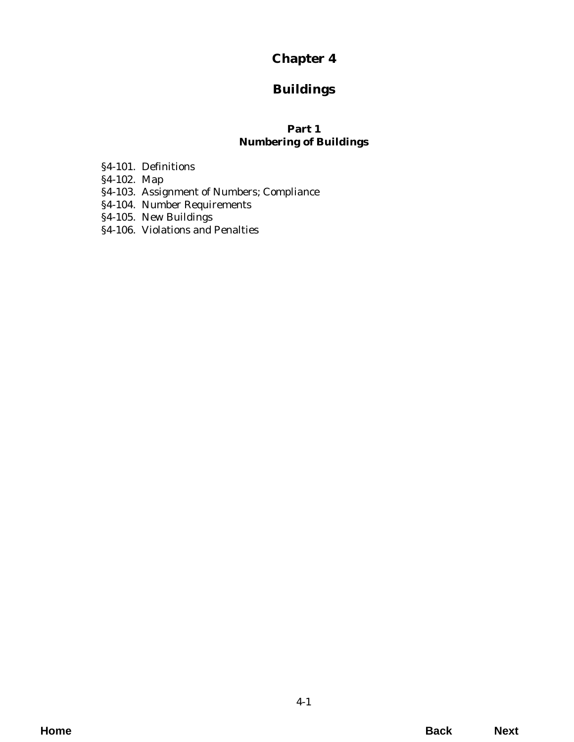# Chapter 4

# Buildings

### Part 1
### Numbering of Buildings

§4-101. Definitions
§4-102. Map
§4-103. Assignment of Numbers; Compliance
§4-104. Number Requirements
§4-105. New Buildings
§4-106. Violations and Penalties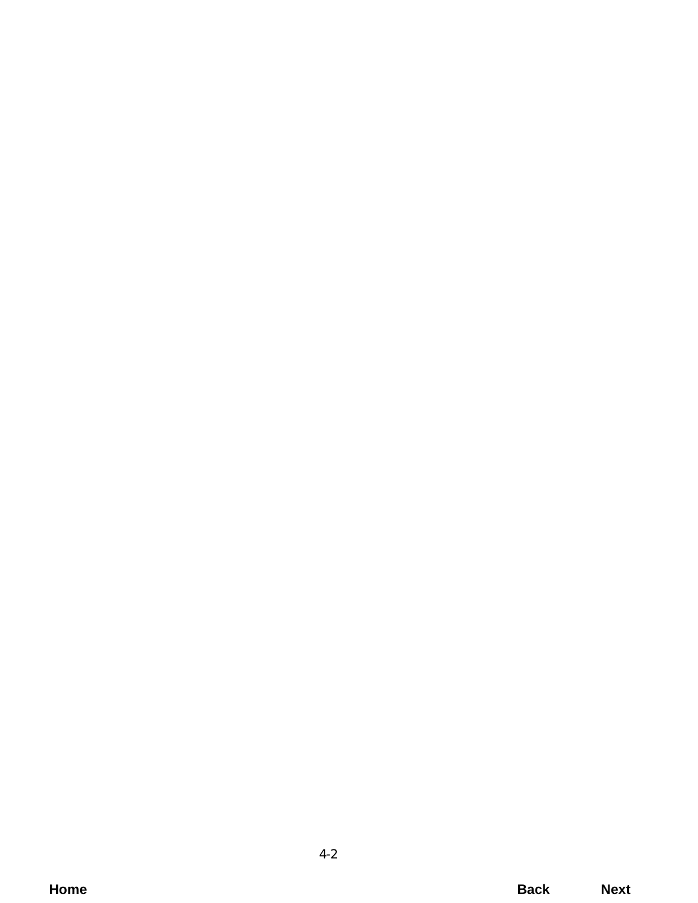Home Back Next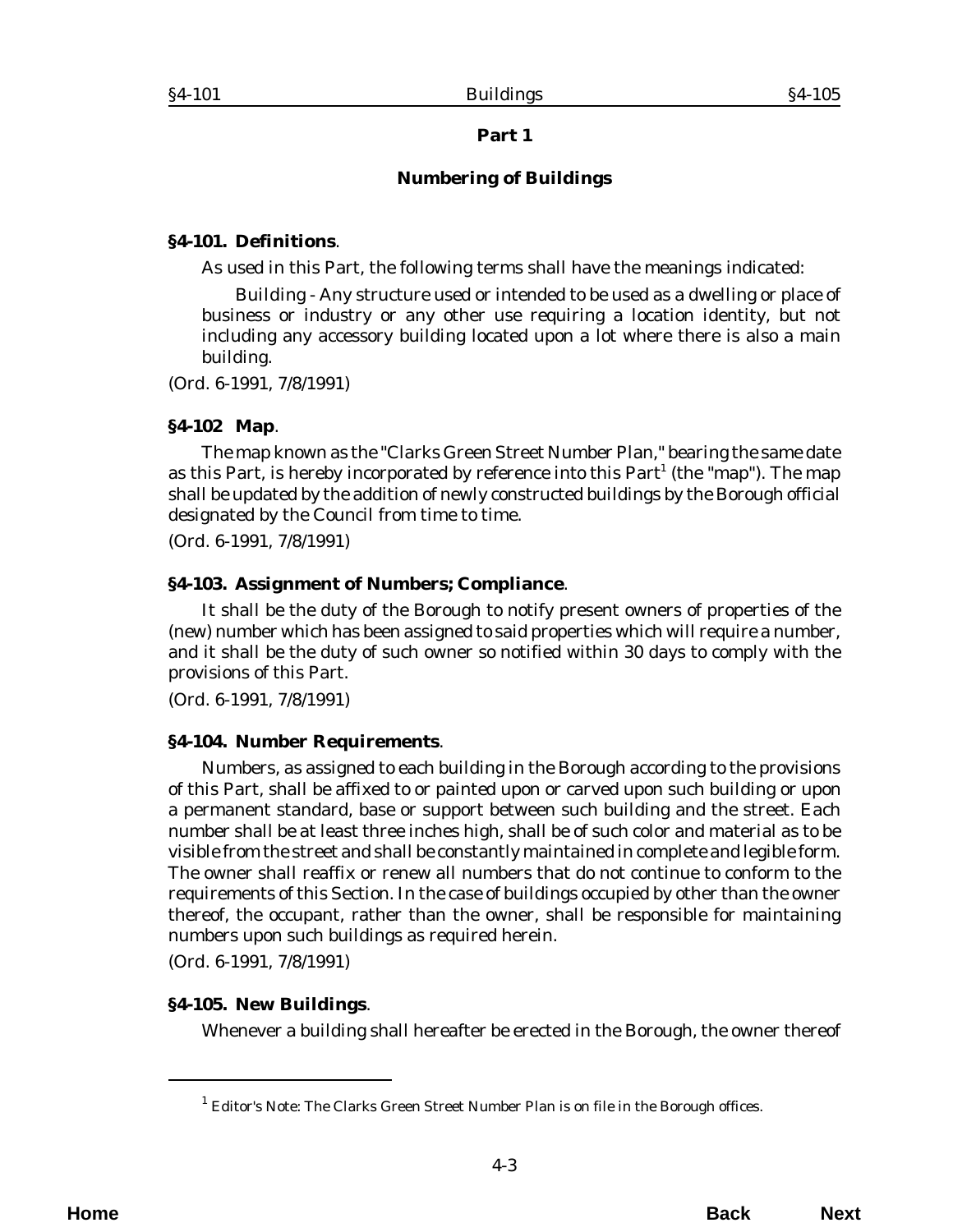## Part 1

## Numbering of Buildings

### §4-101. Definitions.

As used in this Part, the following terms shall have the meanings indicated:

Building - Any structure used or intended to be used as a dwelling or place of business or industry or any other use requiring a location identity, but not including any accessory building located upon a lot where there is also a main building.

(*Ord. 6-1991*, 7/8/1991)

### §4-102 Map.

The map known as the "Clarks Green Street Number Plan," bearing the same date as this Part, is hereby incorporated by reference into this Part[1] (the "map"). The map shall be updated by the addition of newly constructed buildings by the Borough official designated by the Council from time to time.

(*Ord. 6-1991*, 7/8/1991)

### §4-103. Assignment of Numbers; Compliance.

It shall be the duty of the Borough to notify present owners of properties of the (new) number which has been assigned to said properties which will require a number, and it shall be the duty of such owner so notified within 30 days to comply with the provisions of this Part.

(*Ord. 6-1991*, 7/8/1991)

### §4-104. Number Requirements.

Numbers, as assigned to each building in the Borough according to the provisions of this Part, shall be affixed to or painted upon or carved upon such building or upon a permanent standard, base or support between such building and the street. Each number shall be at least three inches high, shall be of such color and material as to be visible from the street and shall be constantly maintained in complete and legible form. The owner shall reaffix or renew all numbers that do not continue to conform to the requirements of this Section. In the case of buildings occupied by other than the owner thereof, the occupant, rather than the owner, shall be responsible for maintaining numbers upon such buildings as required herein.

(*Ord. 6-1991*, 7/8/1991)

### §4-105. New Buildings.

Whenever a building shall hereafter be erected in the Borough, the owner thereof

---

[1] *Editor's Note: The Clarks Green Street Number Plan is on file in the Borough offices.*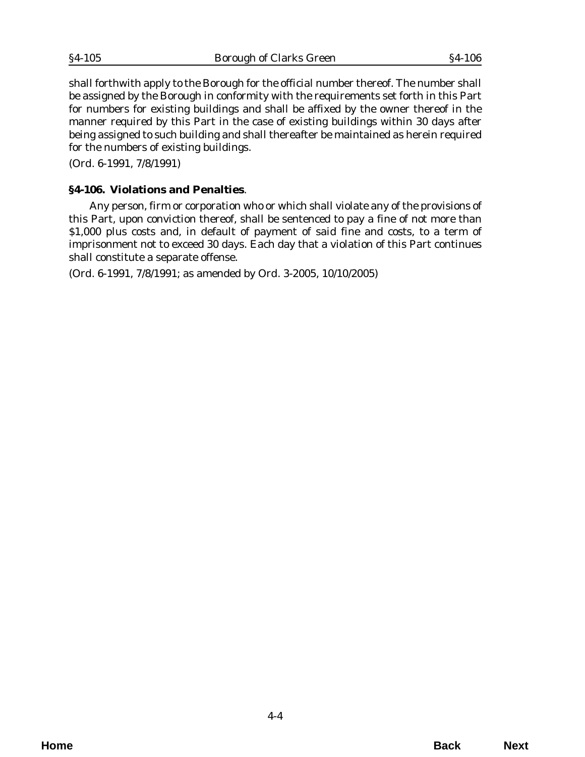shall forthwith apply to the Borough for the official number thereof. The number shall be assigned by the Borough in conformity with the requirements set forth in this Part for numbers for existing buildings and shall be affixed by the owner thereof in the manner required by this Part in the case of existing buildings within 30 days after being assigned to such building and shall thereafter be maintained as herein required for the numbers of existing buildings.

(*Ord. 6-1991*, 7/8/1991)

**§4-106. Violations and Penalties**.

Any person, firm or corporation who or which shall violate any of the provisions of this Part, upon conviction thereof, shall be sentenced to pay a fine of not more than $1,000 plus costs and, in default of payment of said fine and costs, to a term of imprisonment not to exceed 30 days. Each day that a violation of this Part continues shall constitute a separate offense.

(*Ord. 6-1991*, 7/8/1991; as amended by *Ord. 3-2005*, 10/10/2005)